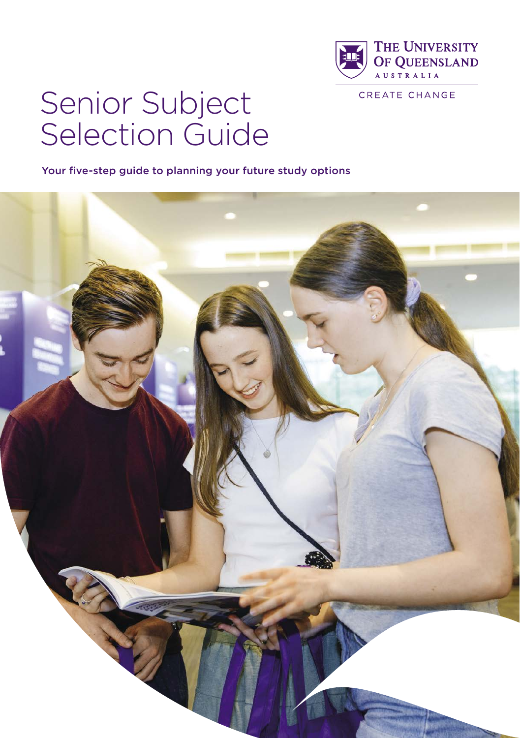THE UNIVERSITY OF QUEENSLAND AUSTRALIA

CREATE CHANGE

# Senior Subject Selection Guide

Your five-step guide to planning your future study options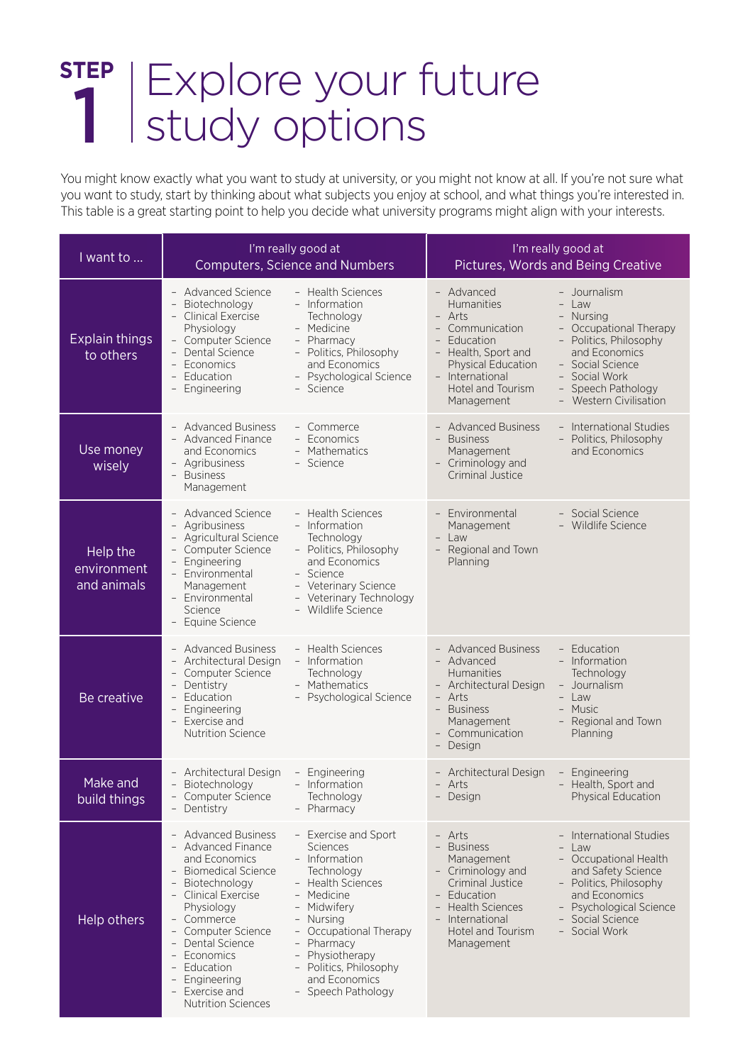# STEP 1 | Explore your future study options

You might know exactly what you want to study at university, or you might not know at all. If you're not sure what you want to study, start by thinking about what subjects you enjoy at school, and what things you're interested in. This table is a great starting point to help you decide what university programs might align with your interests.

| I want to ... | I'm really good at Computers, Science and Numbers | I'm really good at Pictures, Words and Being Creative |
|---|---|---|
| Explain things to others | - Advanced Science<br>- Biotechnology<br>- Clinical Exercise Physiology<br>- Computer Science<br>- Dental Science<br>- Economics<br>- Education<br>- Engineering<br>- Health Sciences<br>- Information Technology<br>- Medicine<br>- Pharmacy<br>- Politics, Philosophy and Economics<br>- Psychological Science<br>- Science | - Advanced Humanities<br>- Arts<br>- Communication<br>- Education<br>- Health, Sport and Physical Education<br>- International Hotel and Tourism Management<br>- Journalism<br>- Law<br>- Nursing<br>- Occupational Therapy<br>- Politics, Philosophy and Economics<br>- Social Science<br>- Social Work<br>- Speech Pathology<br>- Western Civilisation |
| Use money wisely | - Advanced Business<br>- Advanced Finance and Economics<br>- Agribusiness<br>- Business Management<br>- Commerce<br>- Economics<br>- Mathematics<br>- Science | - Advanced Business<br>- Business Management<br>- Criminology and Criminal Justice<br>- International Studies<br>- Politics, Philosophy and Economics |
| Help the environment and animals | - Advanced Science<br>- Agribusiness<br>- Agricultural Science<br>- Computer Science<br>- Engineering<br>- Environmental Management<br>- Environmental Science<br>- Equine Science<br>- Health Sciences<br>- Information Technology<br>- Politics, Philosophy and Economics<br>- Science<br>- Veterinary Science<br>- Veterinary Technology<br>- Wildlife Science | - Environmental Management<br>- Law<br>- Regional and Town Planning<br>- Social Science<br>- Wildlife Science |
| Be creative | - Advanced Business<br>- Architectural Design<br>- Computer Science<br>- Dentistry<br>- Education<br>- Engineering<br>- Exercise and Nutrition Science<br>- Health Sciences<br>- Information Technology<br>- Mathematics<br>- Psychological Science | - Advanced Business<br>- Advanced Humanities<br>- Architectural Design<br>- Arts<br>- Business Management<br>- Communication<br>- Design<br>- Education<br>- Information Technology<br>- Journalism<br>- Law<br>- Music<br>- Regional and Town Planning |
| Make and build things | - Architectural Design<br>- Biotechnology<br>- Computer Science<br>- Dentistry<br>- Engineering<br>- Information Technology<br>- Pharmacy | - Architectural Design<br>- Arts<br>- Design<br>- Engineering<br>- Health, Sport and Physical Education |
| Help others | - Advanced Business<br>- Advanced Finance and Economics<br>- Biomedical Science<br>- Biotechnology<br>- Clinical Exercise Physiology<br>- Commerce<br>- Computer Science<br>- Dental Science<br>- Economics<br>- Education<br>- Engineering<br>- Exercise and Nutrition Sciences<br>- Exercise and Sport Sciences<br>- Information Technology<br>- Health Sciences<br>- Medicine<br>- Midwifery<br>- Nursing<br>- Occupational Therapy<br>- Pharmacy<br>- Physiotherapy<br>- Politics, Philosophy and Economics<br>- Speech Pathology | - Arts<br>- Business Management<br>- Criminology and Criminal Justice<br>- Education<br>- Health Sciences<br>- International Hotel and Tourism Management<br>- International Studies<br>- Law<br>- Occupational Health and Safety Science<br>- Politics, Philosophy and Economics<br>- Psychological Science<br>- Social Science<br>- Social Work |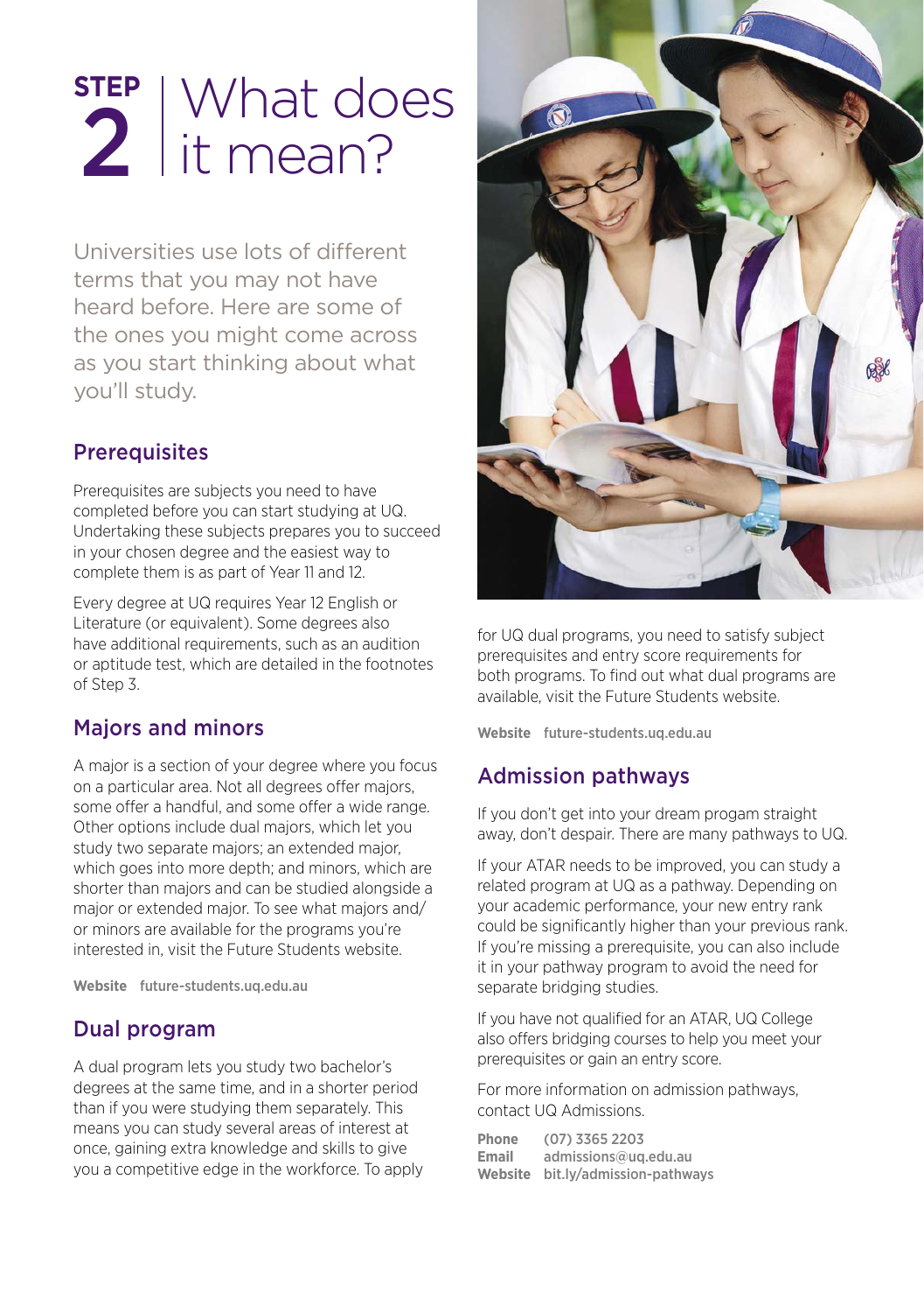# STEP 2 | What does it mean?

Universities use lots of different terms that you may not have heard before. Here are some of the ones you might come across as you start thinking about what you'll study.

## Prerequisites

Prerequisites are subjects you need to have completed before you can start studying at UQ. Undertaking these subjects prepares you to succeed in your chosen degree and the easiest way to complete them is as part of Year 11 and 12.

Every degree at UQ requires Year 12 English or Literature (or equivalent). Some degrees also have additional requirements, such as an audition or aptitude test, which are detailed in the footnotes of Step 3.

## Majors and minors

A major is a section of your degree where you focus on a particular area. Not all degrees offer majors, some offer a handful, and some offer a wide range. Other options include dual majors, which let you study two separate majors; an extended major, which goes into more depth; and minors, which are shorter than majors and can be studied alongside a major or extended major. To see what majors and/or minors are available for the programs you're interested in, visit the Future Students website.

**Website** future-students.uq.edu.au

## Dual program

A dual program lets you study two bachelor's degrees at the same time, and in a shorter period than if you were studying them separately. This means you can study several areas of interest at once, gaining extra knowledge and skills to give you a competitive edge in the workforce. To apply for UQ dual programs, you need to satisfy subject prerequisites and entry score requirements for both programs. To find out what dual programs are available, visit the Future Students website.

**Website** future-students.uq.edu.au

## Admission pathways

If you don't get into your dream progam straight away, don't despair. There are many pathways to UQ.

If your ATAR needs to be improved, you can study a related program at UQ as a pathway. Depending on your academic performance, your new entry rank could be significantly higher than your previous rank. If you're missing a prerequisite, you can also include it in your pathway program to avoid the need for separate bridging studies.

If you have not qualified for an ATAR, UQ College also offers bridging courses to help you meet your prerequisites or gain an entry score.

For more information on admission pathways, contact UQ Admissions.

**Phone** (07) 3365 2203
**Email** admissions@uq.edu.au
**Website** bit.ly/admission-pathways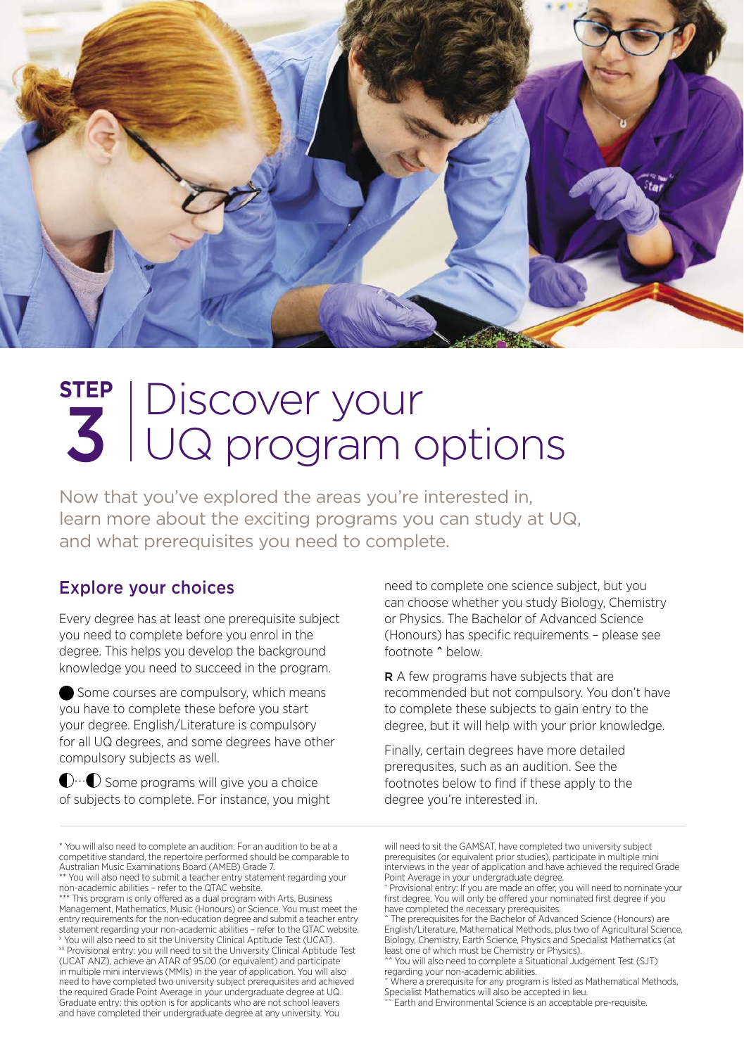# STEP 3 | Discover your UQ program options

Now that you've explored the areas you're interested in, learn more about the exciting programs you can study at UQ, and what prerequisites you need to complete.

## Explore your choices

Every degree has at least one prerequisite subject you need to complete before you enrol in the degree. This helps you develop the background knowledge you need to succeed in the program.

⬤ Some courses are compulsory, which means you have to complete these before you start your degree. English/Literature is compulsory for all UQ degrees, and some degrees have other compulsory subjects as well.

◐···◐ Some programs will give you a choice of subjects to complete. For instance, you might need to complete one science subject, but you can choose whether you study Biology, Chemistry or Physics. The Bachelor of Advanced Science (Honours) has specific requirements – please see footnote ^ below.

**R** A few programs have subjects that are recommended but not compulsory. You don't have to complete these subjects to gain entry to the degree, but it will help with your prior knowledge.

Finally, certain degrees have more detailed prerequsites, such as an audition. See the footnotes below to find if these apply to the degree you're interested in.

---

* You will also need to complete an audition. For an audition to be at a competitive standard, the repertoire performed should be comparable to Australian Music Examinations Board (AMEB) Grade 7.

** You will also need to submit a teacher entry statement regarding your non-academic abilities – refer to the QTAC website.

*** This program is only offered as a dual program with Arts, Business Management, Mathematics, Music (Honours) or Science. You must meet the entry requirements for the non-education degree and submit a teacher entry statement regarding your non-academic abilities – refer to the QTAC website.

ˣ You will also need to sit the University Clinical Aptitude Test (UCAT).

ˣˣ Provisional entry: you will need to sit the University Clinical Aptitude Test (UCAT ANZ), achieve an ATAR of 95.00 (or equivalent) and participate in multiple mini interviews (MMIs) in the year of application. You will also need to have completed two university subject prerequisites and achieved the required Grade Point Average in your undergraduate degree at UQ. Graduate entry: this option is for applicants who are not school leavers and have completed their undergraduate degree at any university. You will need to sit the GAMSAT, have completed two university subject prerequisites (or equivalent prior studies), participate in multiple mini interviews in the year of application and have achieved the required Grade Point Average in your undergraduate degree.

ˣ Provisional entry: If you are made an offer, you will need to nominate your first degree. You will only be offered your nominated first degree if you have completed the necessary prerequisites.

^ The prerequisites for the Bachelor of Advanced Science (Honours) are English/Literature, Mathematical Methods, plus two of Agricultural Science, Biology, Chemistry, Earth Science, Physics and Specialist Mathematics (at least one of which must be Chemistry or Physics).

^^ You will also need to complete a Situational Judgement Test (SJT) regarding your non-academic abilities.

~ Where a prerequisite for any program is listed as Mathematical Methods, Specialist Mathematics will also be accepted in lieu.

~~ Earth and Environmental Science is an acceptable pre-requisite.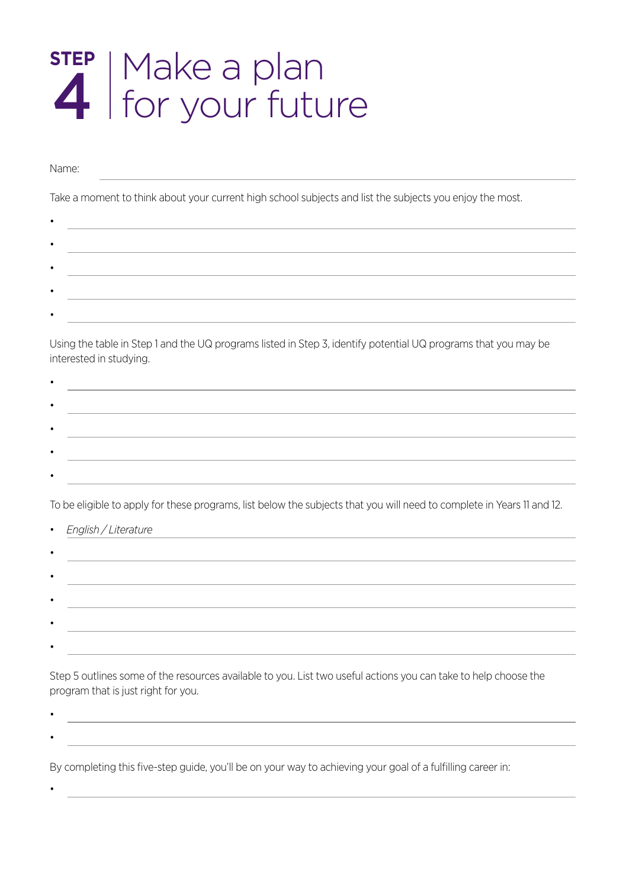# STEP 4 | Make a plan for your future

Name:

Take a moment to think about your current high school subjects and list the subjects you enjoy the most.

- 
- 
- 
- 
- 

Using the table in Step 1 and the UQ programs listed in Step 3, identify potential UQ programs that you may be interested in studying.

- 
- 
- 
- 
- 

To be eligible to apply for these programs, list below the subjects that you will need to complete in Years 11 and 12.

- *English / Literature*
- 
- 
- 
- 
- 

Step 5 outlines some of the resources available to you. List two useful actions you can take to help choose the program that is just right for you.

- 
- 

By completing this five-step guide, you'll be on your way to achieving your goal of a fulfilling career in:

-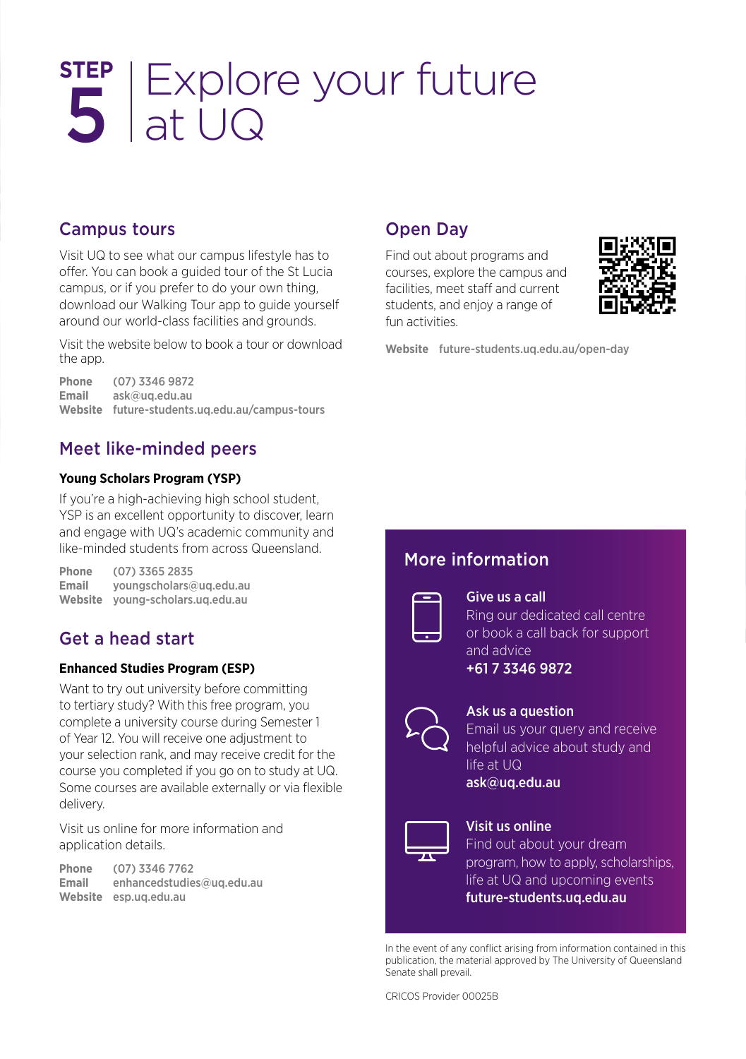# STEP 5 | Explore your future at UQ

## Campus tours

Visit UQ to see what our campus lifestyle has to offer. You can book a guided tour of the St Lucia campus, or if you prefer to do your own thing, download our Walking Tour app to guide yourself around our world-class facilities and grounds.

Visit the website below to book a tour or download the app.

**Phone** (07) 3346 9872
**Email** ask@uq.edu.au
**Website** future-students.uq.edu.au/campus-tours

## Meet like-minded peers

### Young Scholars Program (YSP)

If you're a high-achieving high school student, YSP is an excellent opportunity to discover, learn and engage with UQ's academic community and like-minded students from across Queensland.

**Phone** (07) 3365 2835
**Email** youngscholars@uq.edu.au
**Website** young-scholars.uq.edu.au

## Get a head start

### Enhanced Studies Program (ESP)

Want to try out university before committing to tertiary study? With this free program, you complete a university course during Semester 1 of Year 12. You will receive one adjustment to your selection rank, and may receive credit for the course you completed if you go on to study at UQ. Some courses are available externally or via flexible delivery.

Visit us online for more information and application details.

**Phone** (07) 3346 7762
**Email** enhancedstudies@uq.edu.au
**Website** esp.uq.edu.au

## Open Day

Find out about programs and courses, explore the campus and facilities, meet staff and current students, and enjoy a range of fun activities.

**Website** future-students.uq.edu.au/open-day

## More information

**Give us a call**
Ring our dedicated call centre or book a call back for support and advice
**+61 7 3346 9872**

**Ask us a question**
Email us your query and receive helpful advice about study and life at UQ
**ask@uq.edu.au**

**Visit us online**
Find out about your dream program, how to apply, scholarships, life at UQ and upcoming events
**future-students.uq.edu.au**

In the event of any conflict arising from information contained in this publication, the material approved by The University of Queensland Senate shall prevail.

CRICOS Provider 00025B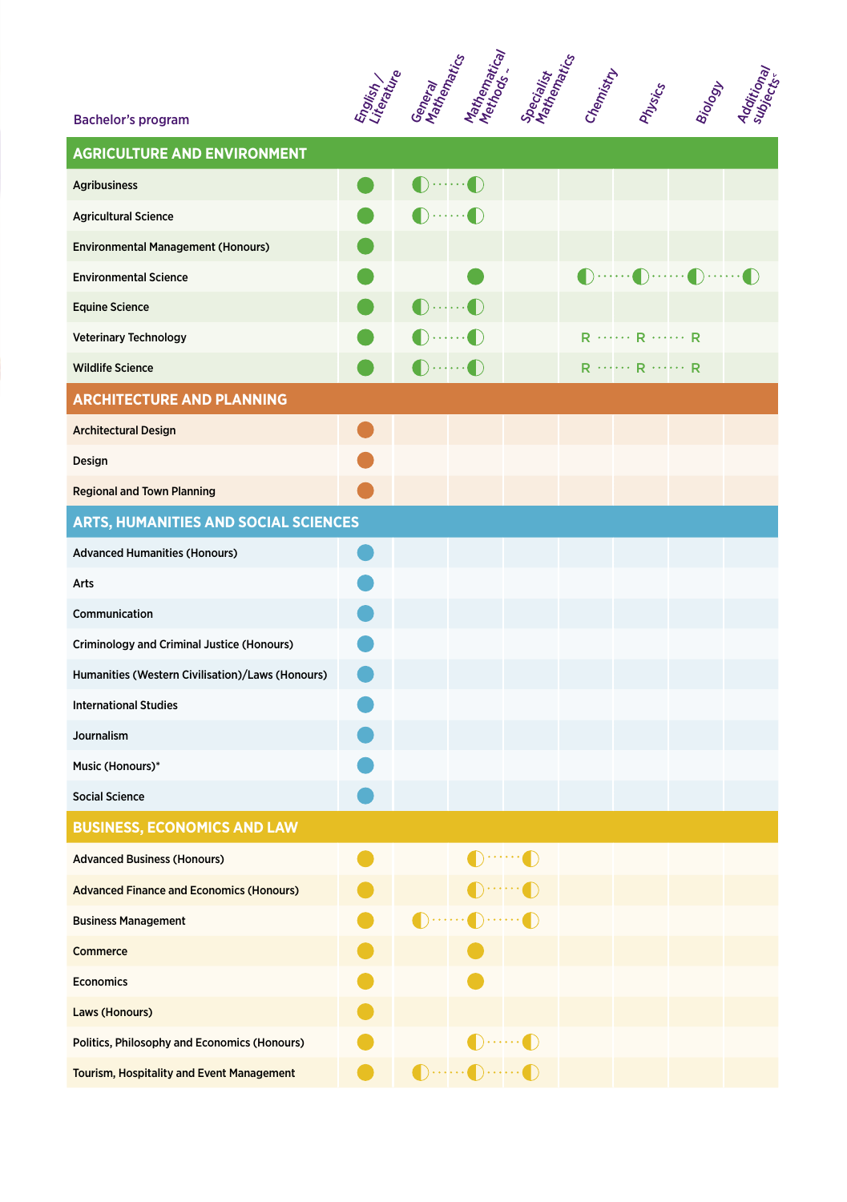| Bachelor's program | English / Literature | General Mathematics | Mathematical Methods ~ | Specialist Mathematics | Chemistry | Physics | Biology | Additional subjects^ |
|---|---|---|---|---|---|---|---|---|
| **AGRICULTURE AND ENVIRONMENT** | | | | | | | | |
| Agribusiness | ● | ◐ | ◐ | | | | | |
| Agricultural Science | ● | ◐ | ◐ | | | | | |
| Environmental Management (Honours) | ● | | | | | | | |
| Environmental Science | ● | | ● | | ◐ | ◐ | ◐ | ◐ |
| Equine Science | ● | ◐ | ◐ | | | | | |
| Veterinary Technology | ● | ◐ | ◐ | | R | R | R | |
| Wildlife Science | ● | ◐ | ◐ | | R | R | R | |
| **ARCHITECTURE AND PLANNING** | | | | | | | | |
| Architectural Design | ● | | | | | | | |
| Design | ● | | | | | | | |
| Regional and Town Planning | ● | | | | | | | |
| **ARTS, HUMANITIES AND SOCIAL SCIENCES** | | | | | | | | |
| Advanced Humanities (Honours) | ● | | | | | | | |
| Arts | ● | | | | | | | |
| Communication | ● | | | | | | | |
| Criminology and Criminal Justice (Honours) | ● | | | | | | | |
| Humanities (Western Civilisation)/Laws (Honours) | ● | | | | | | | |
| International Studies | ● | | | | | | | |
| Journalism | ● | | | | | | | |
| Music (Honours)* | ● | | | | | | | |
| Social Science | ● | | | | | | | |
| **BUSINESS, ECONOMICS AND LAW** | | | | | | | | |
| Advanced Business (Honours) | ● | | ◐ | ◐ | | | | |
| Advanced Finance and Economics (Honours) | ● | | ◐ | ◐ | | | | |
| Business Management | ● | ◐ | ◐ | ◐ | | | | |
| Commerce | ● | | ● | | | | | |
| Economics | ● | | ● | | | | | |
| Laws (Honours) | ● | | | | | | | |
| Politics, Philosophy and Economics (Honours) | ● | | ◐ | ◐ | | | | |
| Tourism, Hospitality and Event Management | ● | ◐ | ◐ | ◐ | | | | |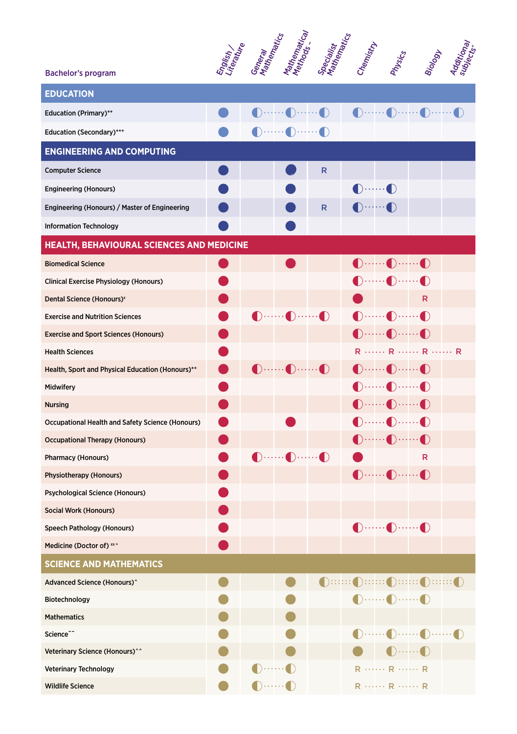| Bachelor's program | English / Literature | General Mathematics | Mathematical Methods – | Specialist Mathematics | Chemistry | Physics | Biology | Additional subjects< |
|---|---|---|---|---|---|---|---|---|
| **EDUCATION** | | | | | | | | |
| Education (Primary)** | ● | ◐ | ◐ | ◐ | ◐ | ◐ | ◐ | ◐ |
| Education (Secondary)*** | ● | ◐ | ◐ | ◐ | | | | |
| **ENGINEERING AND COMPUTING** | | | | | | | | |
| Computer Science | ● | | ● | R | | | | |
| Engineering (Honours) | ● | | ● | | ◐ | ◐ | | |
| Engineering (Honours) / Master of Engineering | ● | | ● | R | ◐ | ◐ | | |
| Information Technology | ● | | ● | | | | | |
| **HEALTH, BEHAVIOURAL SCIENCES AND MEDICINE** | | | | | | | | |
| Biomedical Science | ● | | ● | | ◐ | ◐ | ◐ | |
| Clinical Exercise Physiology (Honours) | ● | | | | ◐ | ◐ | ◐ | |
| Dental Science (Honours)ˣ | ● | | | | ● | | R | |
| Exercise and Nutrition Sciences | ● | ◐ | ◐ | ◐ | ◐ | ◐ | ◐ | |
| Exercise and Sport Sciences (Honours) | ● | | | | ◐ | ◐ | ◐ | |
| Health Sciences | ● | | | | R | R | R | R |
| Health, Sport and Physical Education (Honours)** | ● | ◐ | ◐ | ◐ | ◐ | ◐ | ◐ | |
| Midwifery | ● | | | | ◐ | ◐ | ◐ | |
| Nursing | ● | | | | ◐ | ◐ | ◐ | |
| Occupational Health and Safety Science (Honours) | ● | | ● | | ◐ | ◐ | ◐ | |
| Occupational Therapy (Honours) | ● | | | | ◐ | ◐ | ◐ | |
| Pharmacy (Honours) | ● | ◐ | ◐ | ◐ | ● | | R | |
| Physiotherapy (Honours) | ● | | | | ◐ | ◐ | ◐ | |
| Psychological Science (Honours) | ● | | | | | | | |
| Social Work (Honours) | ● | | | | | | | |
| Speech Pathology (Honours) | ● | | | | ◐ | ◐ | ◐ | |
| Medicine (Doctor of) ˣˣ * | ● | | | | | | | |
| **SCIENCE AND MATHEMATICS** | | | | | | | | |
| Advanced Science (Honours)^ | ● | | ● | ◐ | ◐ | ◐ | ◐ | ◐ |
| Biotechnology | ● | | ● | | ◐ | ◐ | ◐ | |
| Mathematics | ● | | ● | | | | | |
| Science~~ | ● | | ● | | ◐ | ◐ | ◐ | ◐ |
| Veterinary Science (Honours)^^ | ● | | ● | | ● | ◐ | ◐ | |
| Veterinary Technology | ● | ◐ | ◐ | | R | R | R | |
| Wildlife Science | ● | ◐ | ◐ | | R | R | R | |